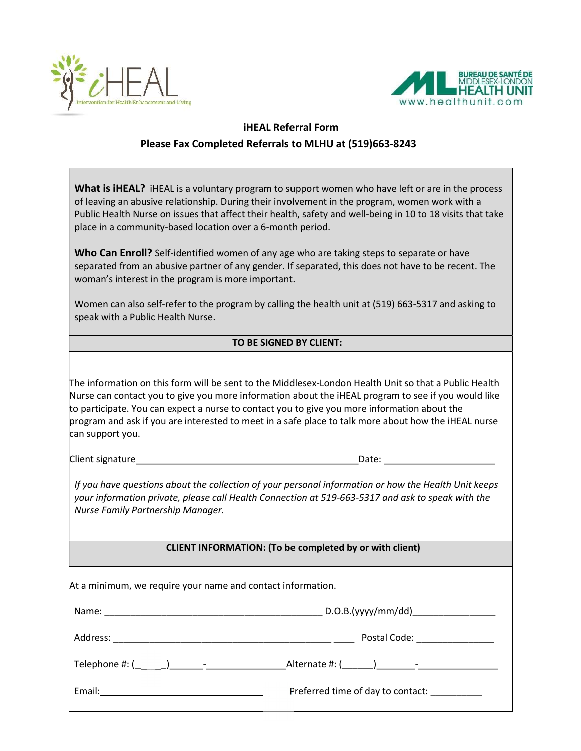iHEAL
Intervention for Health Enhancement and Living

BUREAU DE SANTÉ DE MIDDLESEX-LONDON
HEALTH UNIT
www.healthunit.com

## iHEAL Referral Form

### Please Fax Completed Referrals to MLHU at (519)663-8243

**What is iHEAL?** iHEAL is a voluntary program to support women who have left or are in the process of leaving an abusive relationship. During their involvement in the program, women work with a Public Health Nurse on issues that affect their health, safety and well-being in 10 to 18 visits that take place in a community-based location over a 6-month period.

**Who Can Enroll?** Self-identified women of any age who are taking steps to separate or have separated from an abusive partner of any gender. If separated, this does not have to be recent. The woman's interest in the program is more important.

Women can also self-refer to the program by calling the health unit at (519) 663-5317 and asking to speak with a Public Health Nurse.

**TO BE SIGNED BY CLIENT:**

The information on this form will be sent to the Middlesex-London Health Unit so that a Public Health Nurse can contact you to give you more information about the iHEAL program to see if you would like to participate. You can expect a nurse to contact you to give you more information about the program and ask if you are interested to meet in a safe place to talk more about how the iHEAL nurse can support you.

Client signature__________________________________________ Date: _____________________

*If you have questions about the collection of your personal information or how the Health Unit keeps your information private, please call Health Connection at 519-663-5317 and ask to speak with the Nurse Family Partnership Manager.*

**CLIENT INFORMATION: (To be completed by or with client)**

At a minimum, we require your name and contact information.

Name: __________________________________________ D.O.B.(yyyy/mm/dd)_______________

Address: __________________________________________ ____ Postal Code: _______________

Telephone #: (_____)______-_______________ Alternate #: (______)_______-_______________

Email: ________________________________ Preferred time of day to contact: __________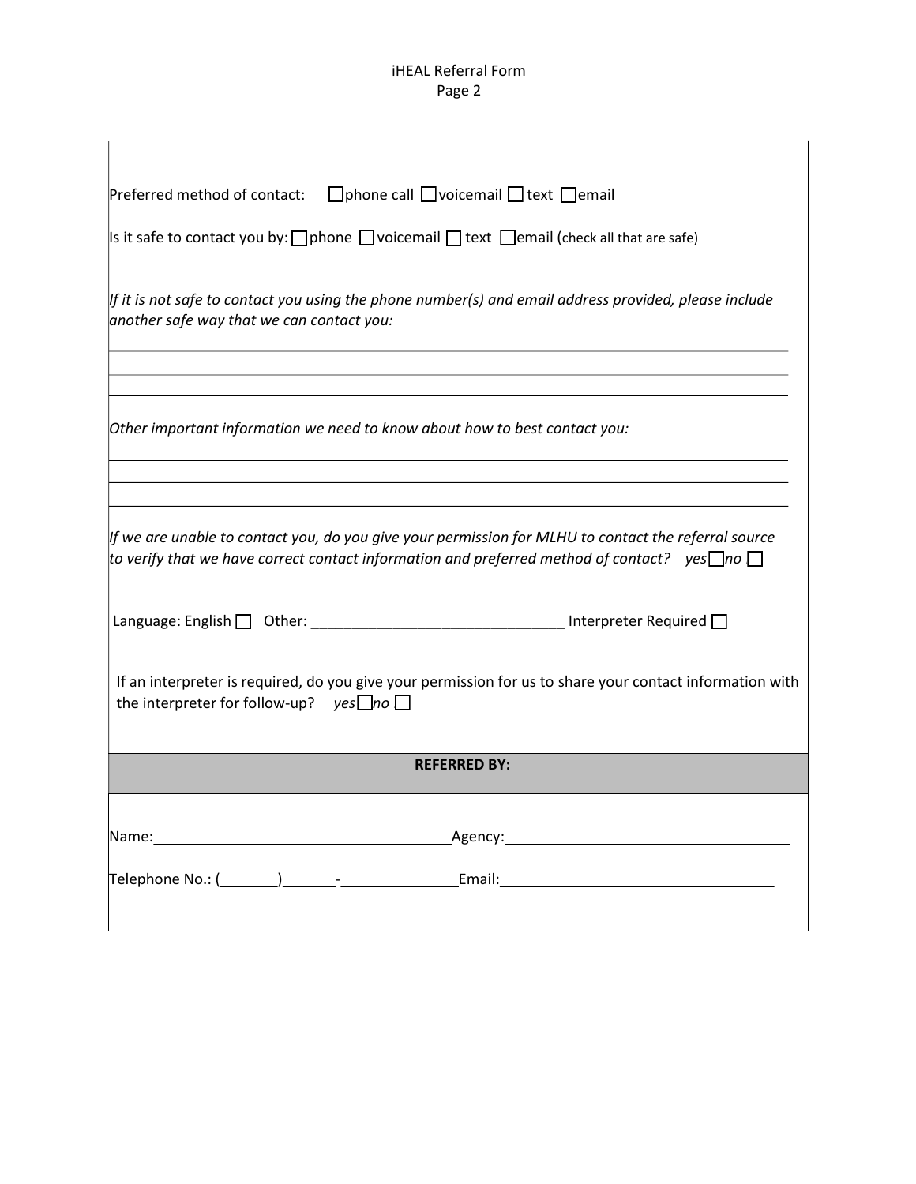iHEAL Referral Form
Page 2

Preferred method of contact: ☐ phone call ☐ voicemail ☐ text ☐ email

Is it safe to contact you by: ☐ phone ☐ voicemail ☐ text ☐ email (check all that are safe)

*If it is not safe to contact you using the phone number(s) and email address provided, please include another safe way that we can contact you:*

\_\_\_\_\_\_\_\_\_\_\_\_\_\_\_\_\_\_\_\_\_\_\_\_\_\_\_\_\_\_\_\_\_\_\_\_\_\_\_\_\_\_\_\_\_\_\_\_\_\_\_\_\_\_\_\_\_\_\_\_

\_\_\_\_\_\_\_\_\_\_\_\_\_\_\_\_\_\_\_\_\_\_\_\_\_\_\_\_\_\_\_\_\_\_\_\_\_\_\_\_\_\_\_\_\_\_\_\_\_\_\_\_\_\_\_\_\_\_\_\_

\_\_\_\_\_\_\_\_\_\_\_\_\_\_\_\_\_\_\_\_\_\_\_\_\_\_\_\_\_\_\_\_\_\_\_\_\_\_\_\_\_\_\_\_\_\_\_\_\_\_\_\_\_\_\_\_\_\_\_\_

*Other important information we need to know about how to best contact you:*

\_\_\_\_\_\_\_\_\_\_\_\_\_\_\_\_\_\_\_\_\_\_\_\_\_\_\_\_\_\_\_\_\_\_\_\_\_\_\_\_\_\_\_\_\_\_\_\_\_\_\_\_\_\_\_\_\_\_\_\_

\_\_\_\_\_\_\_\_\_\_\_\_\_\_\_\_\_\_\_\_\_\_\_\_\_\_\_\_\_\_\_\_\_\_\_\_\_\_\_\_\_\_\_\_\_\_\_\_\_\_\_\_\_\_\_\_\_\_\_\_

\_\_\_\_\_\_\_\_\_\_\_\_\_\_\_\_\_\_\_\_\_\_\_\_\_\_\_\_\_\_\_\_\_\_\_\_\_\_\_\_\_\_\_\_\_\_\_\_\_\_\_\_\_\_\_\_\_\_\_\_

*If we are unable to contact you, do you give your permission for MLHU to contact the referral source to verify that we have correct contact information and preferred method of contact? yes* ☐ *no* ☐

Language: English ☐ Other: \_\_\_\_\_\_\_\_\_\_\_\_\_\_\_\_\_\_\_\_\_\_\_\_\_\_\_\_\_\_ Interpreter Required ☐

If an interpreter is required, do you give your permission for us to share your contact information with the interpreter for follow-up? *yes* ☐ *no* ☐

**REFERRED BY:**

Name: \_\_\_\_\_\_\_\_\_\_\_\_\_\_\_\_\_\_\_\_\_\_\_\_\_\_\_\_\_\_\_\_\_\_\_\_ Agency: \_\_\_\_\_\_\_\_\_\_\_\_\_\_\_\_\_\_\_\_\_\_\_\_\_\_\_\_\_\_\_\_\_\_\_\_

Telephone No.: (\_\_\_\_\_\_\_)\_\_\_\_\_\_-\_\_\_\_\_\_\_\_\_\_\_\_\_\_ Email: \_\_\_\_\_\_\_\_\_\_\_\_\_\_\_\_\_\_\_\_\_\_\_\_\_\_\_\_\_\_\_\_\_\_